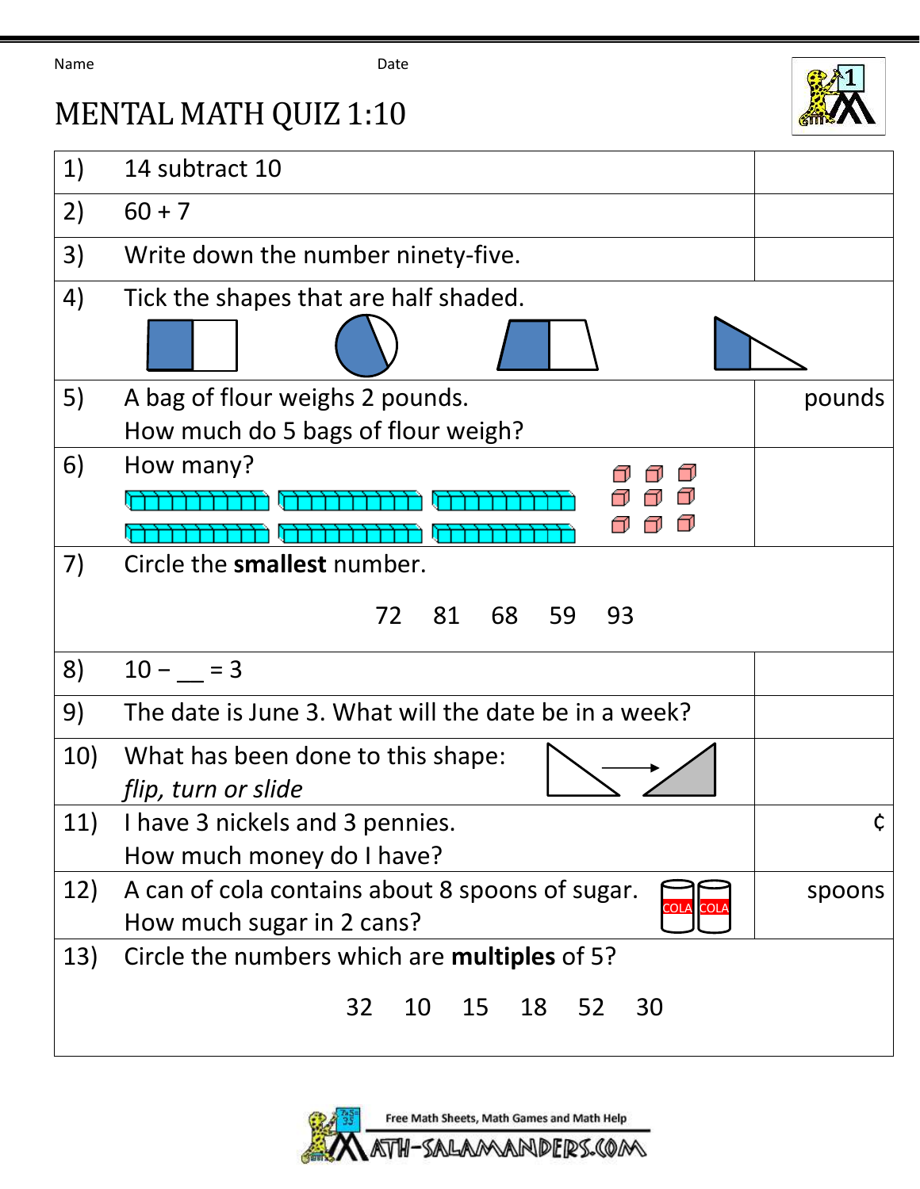Name Date

# MENTAL MATH QUIZ 1:10

| | | |
|---|---|---|
| 1) | 14 subtract 10 | |
| 2) | 60 + 7 | |
| 3) | Write down the number ninety-five. | |
| 4) | Tick the shapes that are half shaded. | |
| 5) | A bag of flour weighs 2 pounds. How much do 5 bags of flour weigh? | pounds |
| 6) | How many? | |
| 7) | Circle the **smallest** number. 72 81 68 59 93 | |
| 8) | 10 − __ = 3 | |
| 9) | The date is June 3. What will the date be in a week? | |
| 10) | What has been done to this shape: *flip, turn or slide* | |
| 11) | I have 3 nickels and 3 pennies. How much money do I have? | ¢ |
| 12) | A can of cola contains about 8 spoons of sugar. How much sugar in 2 cans? | spoons |
| 13) | Circle the numbers which are **multiples** of 5? 32 10 15 18 52 30 | |

Free Math Sheets, Math Games and Math Help

MATH-SALAMANDERS.COM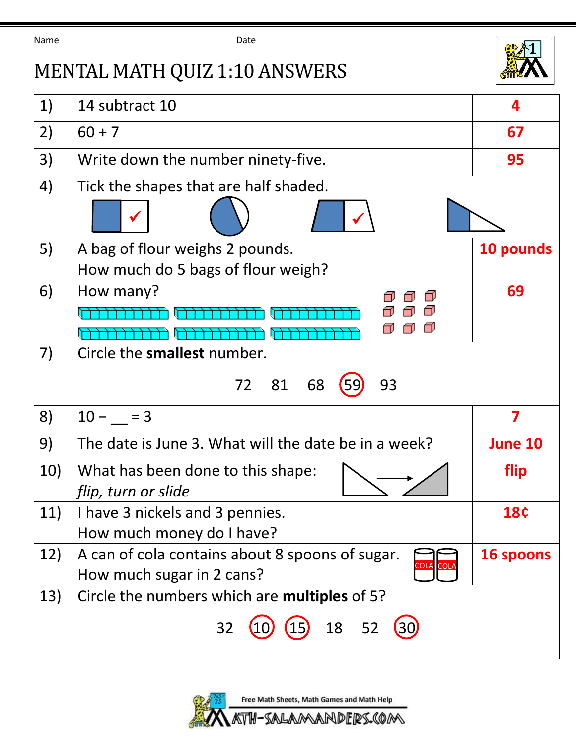Name Date

# MENTAL MATH QUIZ 1:10 ANSWERS

| | | |
|---|---|---|
| 1) | 14 subtract 10 | **4** |
| 2) | 60 + 7 | **67** |
| 3) | Write down the number ninety-five. | **95** |
| 4) | Tick the shapes that are half shaded. ✓ ✓ | |
| 5) | A bag of flour weighs 2 pounds. How much do 5 bags of flour weigh? | **10 pounds** |
| 6) | How many? | **69** |
| 7) | Circle the **smallest** number. 72 81 68 (59) 93 | |
| 8) | 10 − __ = 3 | **7** |
| 9) | The date is June 3. What will the date be in a week? | **June 10** |
| 10) | What has been done to this shape: *flip, turn or slide* | **flip** |
| 11) | I have 3 nickels and 3 pennies. How much money do I have? | **18¢** |
| 12) | A can of cola contains about 8 spoons of sugar. How much sugar in 2 cans? | **16 spoons** |
| 13) | Circle the numbers which are **multiples** of 5? 32 (10) (15) 18 52 (30) | |

Free Math Sheets, Math Games and Math Help
MATH-SALAMANDERS.COM